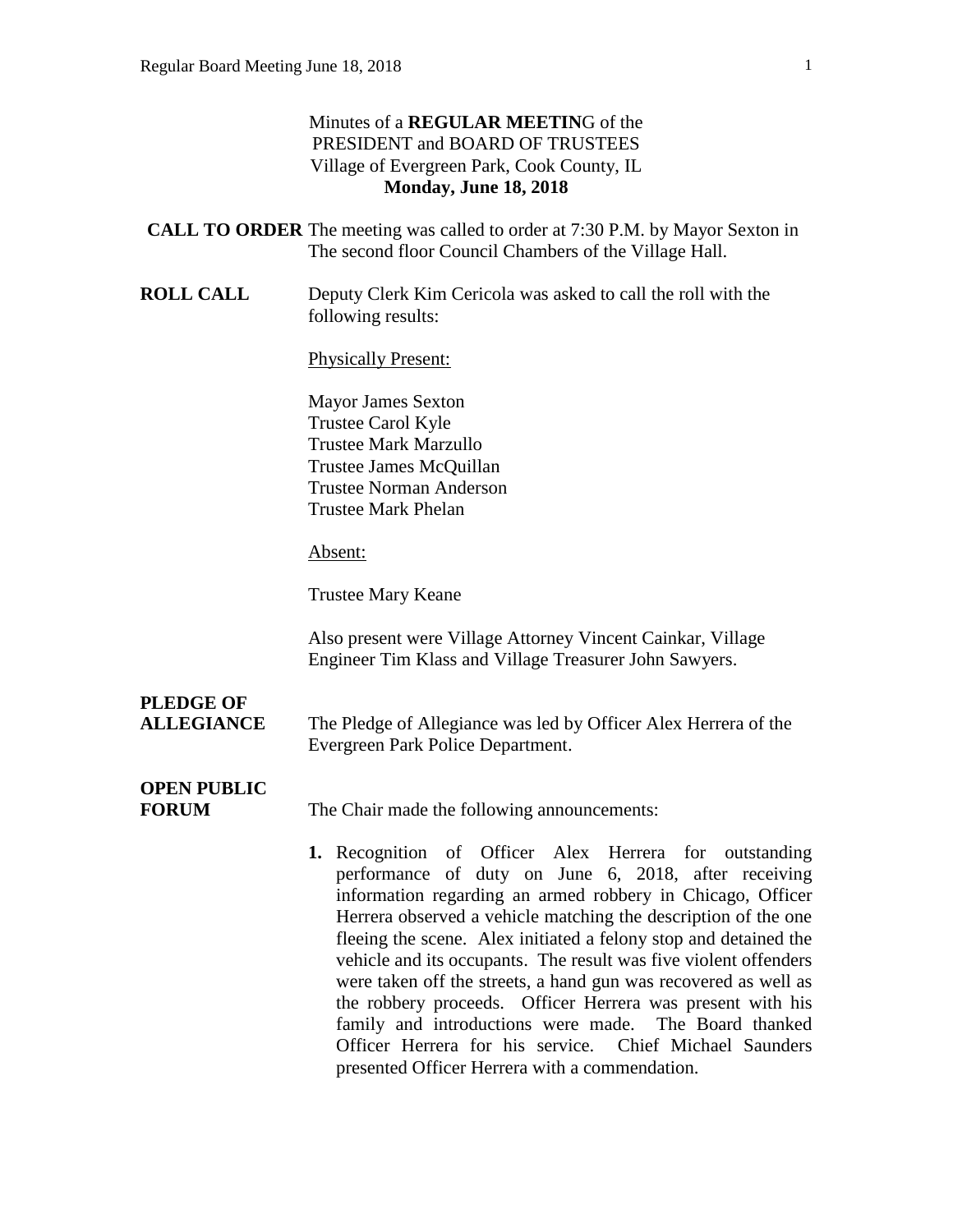Minutes of a **REGULAR MEETIN**G of the
PRESIDENT and BOARD OF TRUSTEES
Village of Evergreen Park, Cook County, IL
**Monday, June 18, 2018**

**CALL TO ORDER** The meeting was called to order at 7:30 P.M. by Mayor Sexton in The second floor Council Chambers of the Village Hall.

**ROLL CALL** Deputy Clerk Kim Cericola was asked to call the roll with the following results:

Physically Present:

Mayor James Sexton
Trustee Carol Kyle
Trustee Mark Marzullo
Trustee James McQuillan
Trustee Norman Anderson
Trustee Mark Phelan

Absent:

Trustee Mary Keane

Also present were Village Attorney Vincent Cainkar, Village Engineer Tim Klass and Village Treasurer John Sawyers.

**PLEDGE OF ALLEGIANCE** The Pledge of Allegiance was led by Officer Alex Herrera of the Evergreen Park Police Department.

**OPEN PUBLIC FORUM** The Chair made the following announcements:

1. Recognition of Officer Alex Herrera for outstanding performance of duty on June 6, 2018, after receiving information regarding an armed robbery in Chicago, Officer Herrera observed a vehicle matching the description of the one fleeing the scene. Alex initiated a felony stop and detained the vehicle and its occupants. The result was five violent offenders were taken off the streets, a hand gun was recovered as well as the robbery proceeds. Officer Herrera was present with his family and introductions were made. The Board thanked Officer Herrera for his service. Chief Michael Saunders presented Officer Herrera with a commendation.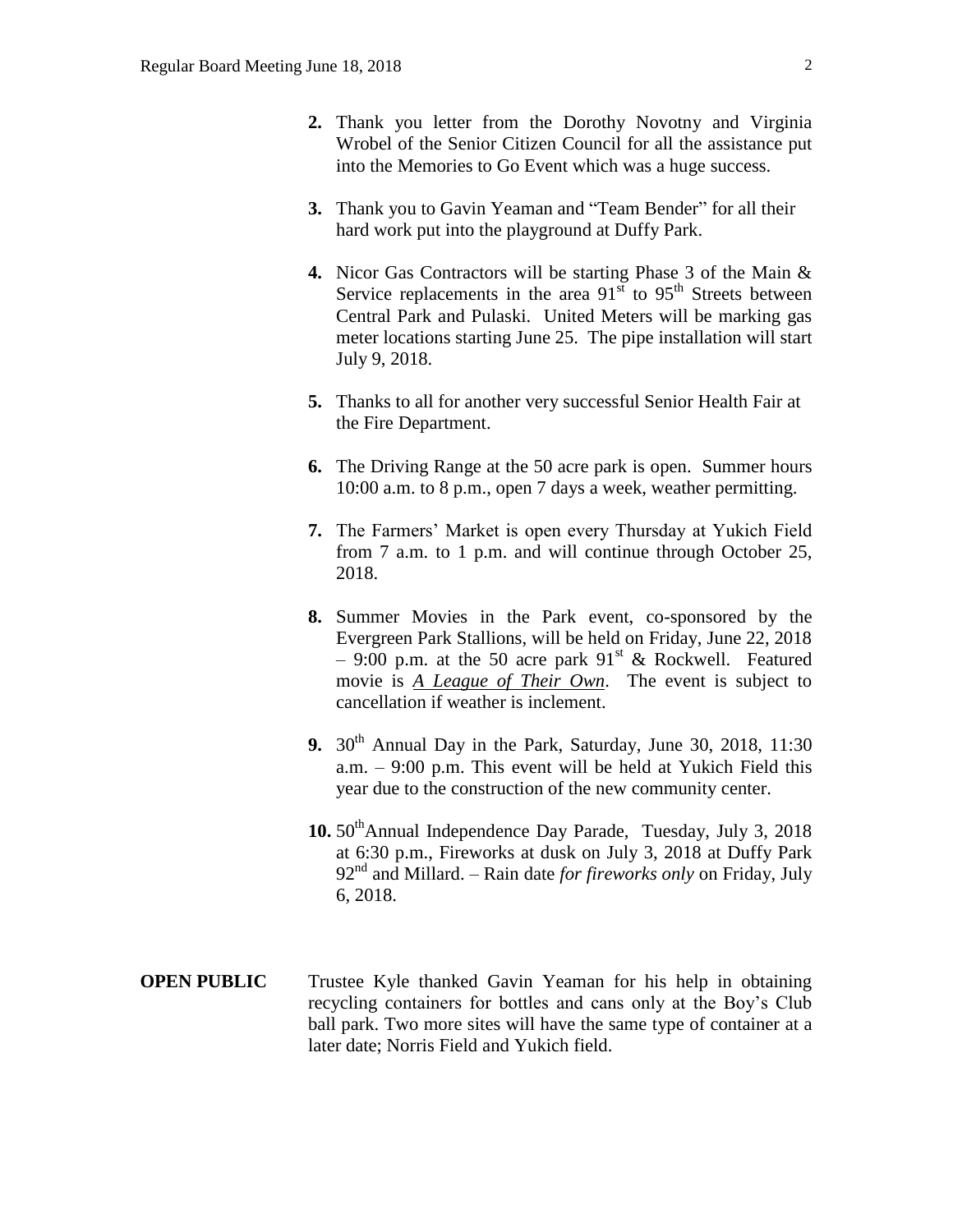2. Thank you letter from the Dorothy Novotny and Virginia Wrobel of the Senior Citizen Council for all the assistance put into the Memories to Go Event which was a huge success.

3. Thank you to Gavin Yeaman and "Team Bender" for all their hard work put into the playground at Duffy Park.

4. Nicor Gas Contractors will be starting Phase 3 of the Main & Service replacements in the area 91st to 95th Streets between Central Park and Pulaski. United Meters will be marking gas meter locations starting June 25. The pipe installation will start July 9, 2018.

5. Thanks to all for another very successful Senior Health Fair at the Fire Department.

6. The Driving Range at the 50 acre park is open. Summer hours 10:00 a.m. to 8 p.m., open 7 days a week, weather permitting.

7. The Farmers' Market is open every Thursday at Yukich Field from 7 a.m. to 1 p.m. and will continue through October 25, 2018.

8. Summer Movies in the Park event, co-sponsored by the Evergreen Park Stallions, will be held on Friday, June 22, 2018 – 9:00 p.m. at the 50 acre park 91st & Rockwell. Featured movie is *A League of Their Own*. The event is subject to cancellation if weather is inclement.

9. 30th Annual Day in the Park, Saturday, June 30, 2018, 11:30 a.m. – 9:00 p.m. This event will be held at Yukich Field this year due to the construction of the new community center.

10. 50th Annual Independence Day Parade, Tuesday, July 3, 2018 at 6:30 p.m., Fireworks at dusk on July 3, 2018 at Duffy Park 92nd and Millard. – Rain date *for fireworks only* on Friday, July 6, 2018.

**OPEN PUBLIC** Trustee Kyle thanked Gavin Yeaman for his help in obtaining recycling containers for bottles and cans only at the Boy's Club ball park. Two more sites will have the same type of container at a later date; Norris Field and Yukich field.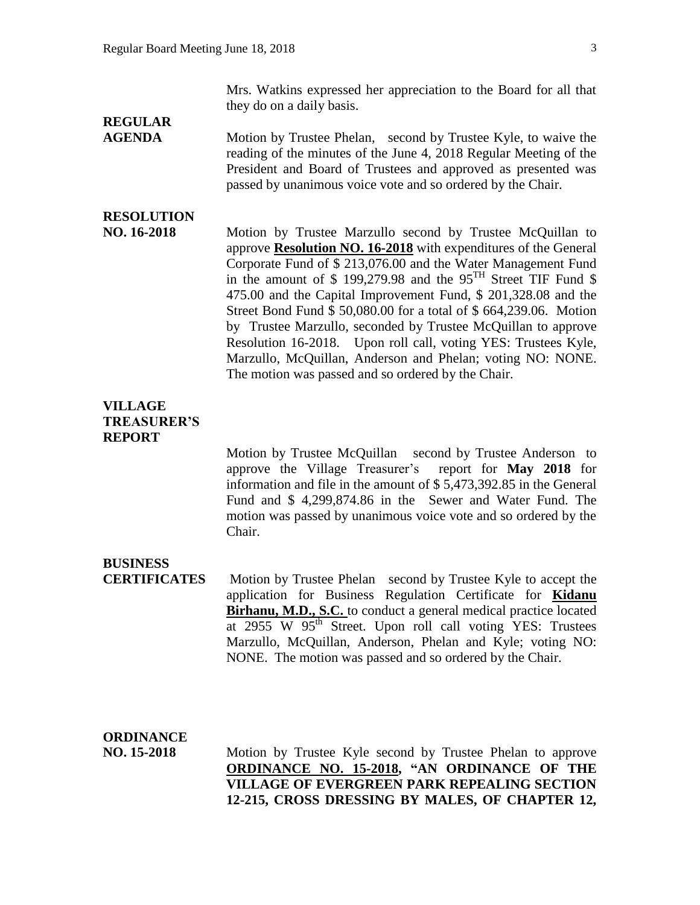Mrs. Watkins expressed her appreciation to the Board for all that they do on a daily basis.

**REGULAR AGENDA**

Motion by Trustee Phelan, second by Trustee Kyle, to waive the reading of the minutes of the June 4, 2018 Regular Meeting of the President and Board of Trustees and approved as presented was passed by unanimous voice vote and so ordered by the Chair.

**RESOLUTION NO. 16-2018**

Motion by Trustee Marzullo second by Trustee McQuillan to approve **Resolution NO. 16-2018** with expenditures of the General Corporate Fund of $ 213,076.00 and the Water Management Fund in the amount of $ 199,279.98 and the 95TH Street TIF Fund $ 475.00 and the Capital Improvement Fund, $ 201,328.08 and the Street Bond Fund $ 50,080.00 for a total of $ 664,239.06. Motion by Trustee Marzullo, seconded by Trustee McQuillan to approve Resolution 16-2018. Upon roll call, voting YES: Trustees Kyle, Marzullo, McQuillan, Anderson and Phelan; voting NO: NONE. The motion was passed and so ordered by the Chair.

**VILLAGE TREASURER'S REPORT**

Motion by Trustee McQuillan second by Trustee Anderson to approve the Village Treasurer's report for **May 2018** for information and file in the amount of $ 5,473,392.85 in the General Fund and $ 4,299,874.86 in the Sewer and Water Fund. The motion was passed by unanimous voice vote and so ordered by the Chair.

**BUSINESS CERTIFICATES**

Motion by Trustee Phelan second by Trustee Kyle to accept the application for Business Regulation Certificate for **Kidanu Birhanu, M.D., S.C.** to conduct a general medical practice located at 2955 W 95th Street. Upon roll call voting YES: Trustees Marzullo, McQuillan, Anderson, Phelan and Kyle; voting NO: NONE. The motion was passed and so ordered by the Chair.

**ORDINANCE NO. 15-2018**

Motion by Trustee Kyle second by Trustee Phelan to approve **ORDINANCE NO. 15-2018, "AN ORDINANCE OF THE VILLAGE OF EVERGREEN PARK REPEALING SECTION 12-215, CROSS DRESSING BY MALES, OF CHAPTER 12,**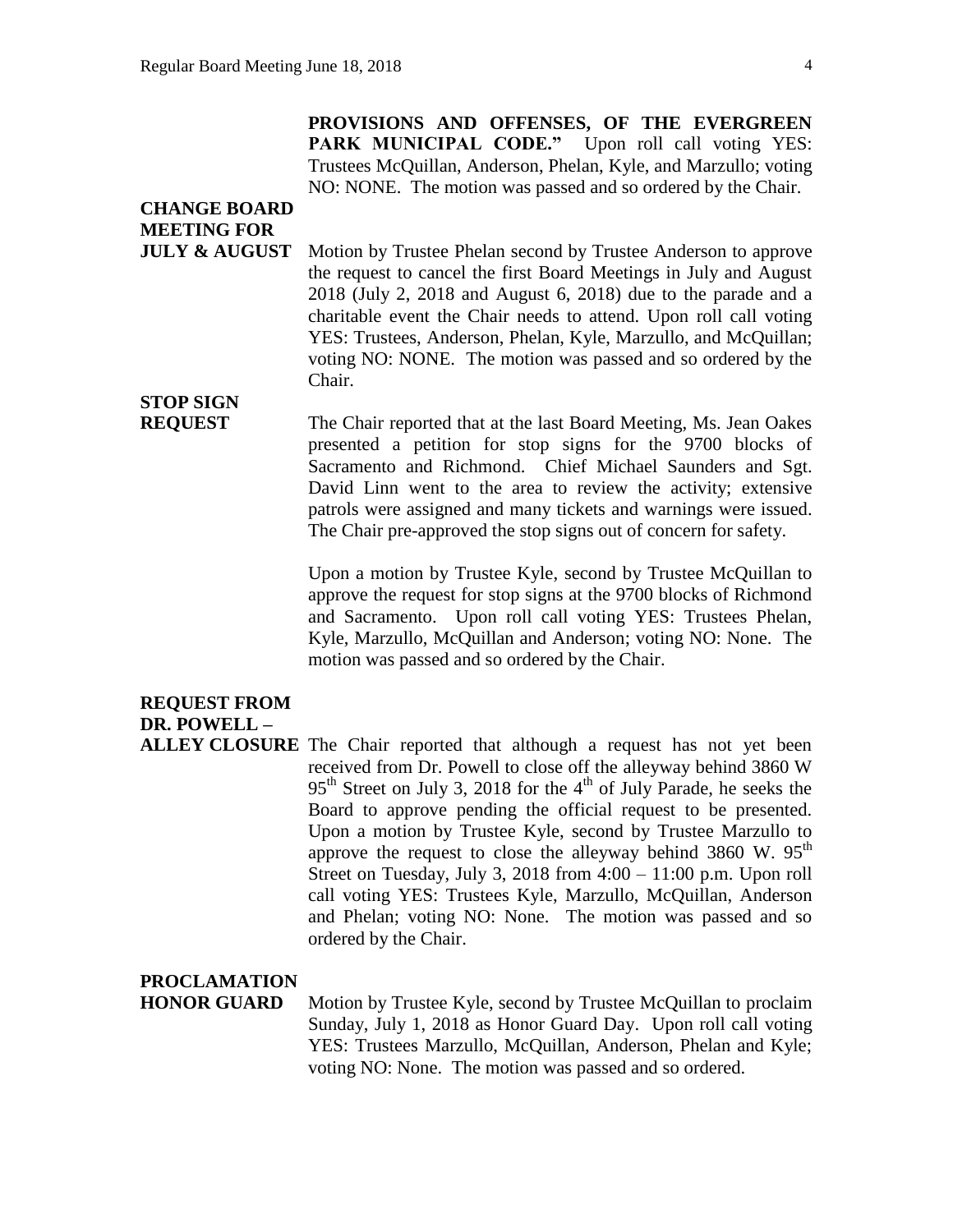**PROVISIONS AND OFFENSES, OF THE EVERGREEN PARK MUNICIPAL CODE."** Upon roll call voting YES: Trustees McQuillan, Anderson, Phelan, Kyle, and Marzullo; voting NO: NONE. The motion was passed and so ordered by the Chair.

**CHANGE BOARD MEETING FOR JULY & AUGUST**

Motion by Trustee Phelan second by Trustee Anderson to approve the request to cancel the first Board Meetings in July and August 2018 (July 2, 2018 and August 6, 2018) due to the parade and a charitable event the Chair needs to attend. Upon roll call voting YES: Trustees, Anderson, Phelan, Kyle, Marzullo, and McQuillan; voting NO: NONE. The motion was passed and so ordered by the Chair.

**STOP SIGN REQUEST**

The Chair reported that at the last Board Meeting, Ms. Jean Oakes presented a petition for stop signs for the 9700 blocks of Sacramento and Richmond. Chief Michael Saunders and Sgt. David Linn went to the area to review the activity; extensive patrols were assigned and many tickets and warnings were issued. The Chair pre-approved the stop signs out of concern for safety.

Upon a motion by Trustee Kyle, second by Trustee McQuillan to approve the request for stop signs at the 9700 blocks of Richmond and Sacramento. Upon roll call voting YES: Trustees Phelan, Kyle, Marzullo, McQuillan and Anderson; voting NO: None. The motion was passed and so ordered by the Chair.

**REQUEST FROM DR. POWELL – ALLEY CLOSURE**

The Chair reported that although a request has not yet been received from Dr. Powell to close off the alleyway behind 3860 W 95th Street on July 3, 2018 for the 4th of July Parade, he seeks the Board to approve pending the official request to be presented. Upon a motion by Trustee Kyle, second by Trustee Marzullo to approve the request to close the alleyway behind 3860 W. 95th Street on Tuesday, July 3, 2018 from 4:00 – 11:00 p.m. Upon roll call voting YES: Trustees Kyle, Marzullo, McQuillan, Anderson and Phelan; voting NO: None. The motion was passed and so ordered by the Chair.

**PROCLAMATION HONOR GUARD**

Motion by Trustee Kyle, second by Trustee McQuillan to proclaim Sunday, July 1, 2018 as Honor Guard Day. Upon roll call voting YES: Trustees Marzullo, McQuillan, Anderson, Phelan and Kyle; voting NO: None. The motion was passed and so ordered.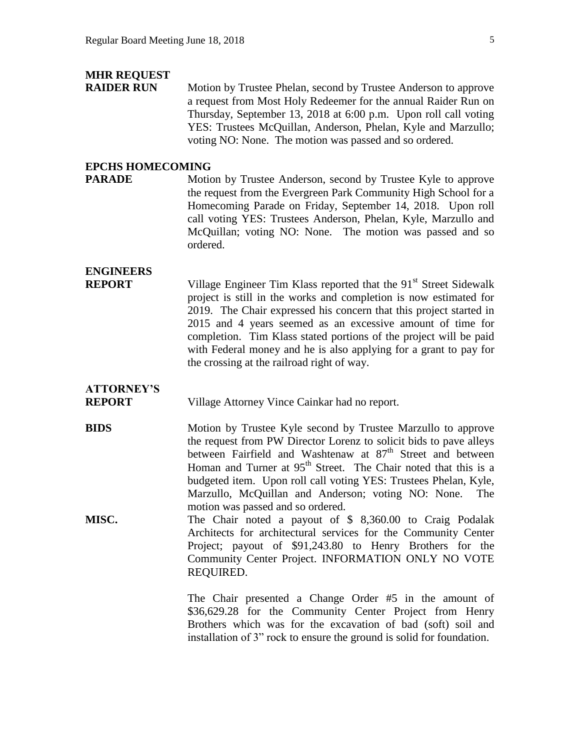**MHR REQUEST RAIDER RUN**

Motion by Trustee Phelan, second by Trustee Anderson to approve a request from Most Holy Redeemer for the annual Raider Run on Thursday, September 13, 2018 at 6:00 p.m. Upon roll call voting YES: Trustees McQuillan, Anderson, Phelan, Kyle and Marzullo; voting NO: None. The motion was passed and so ordered.

**EPCHS HOMECOMING PARADE**

Motion by Trustee Anderson, second by Trustee Kyle to approve the request from the Evergreen Park Community High School for a Homecoming Parade on Friday, September 14, 2018. Upon roll call voting YES: Trustees Anderson, Phelan, Kyle, Marzullo and McQuillan; voting NO: None. The motion was passed and so ordered.

**ENGINEERS REPORT**

Village Engineer Tim Klass reported that the 91st Street Sidewalk project is still in the works and completion is now estimated for 2019. The Chair expressed his concern that this project started in 2015 and 4 years seemed as an excessive amount of time for completion. Tim Klass stated portions of the project will be paid with Federal money and he is also applying for a grant to pay for the crossing at the railroad right of way.

**ATTORNEY'S REPORT**

Village Attorney Vince Cainkar had no report.

**BIDS**

Motion by Trustee Kyle second by Trustee Marzullo to approve the request from PW Director Lorenz to solicit bids to pave alleys between Fairfield and Washtenaw at 87th Street and between Homan and Turner at 95th Street. The Chair noted that this is a budgeted item. Upon roll call voting YES: Trustees Phelan, Kyle, Marzullo, McQuillan and Anderson; voting NO: None. The motion was passed and so ordered.

**MISC.**

The Chair noted a payout of $ 8,360.00 to Craig Podalak Architects for architectural services for the Community Center Project; payout of $91,243.80 to Henry Brothers for the Community Center Project. INFORMATION ONLY NO VOTE REQUIRED.

The Chair presented a Change Order #5 in the amount of $36,629.28 for the Community Center Project from Henry Brothers which was for the excavation of bad (soft) soil and installation of 3" rock to ensure the ground is solid for foundation.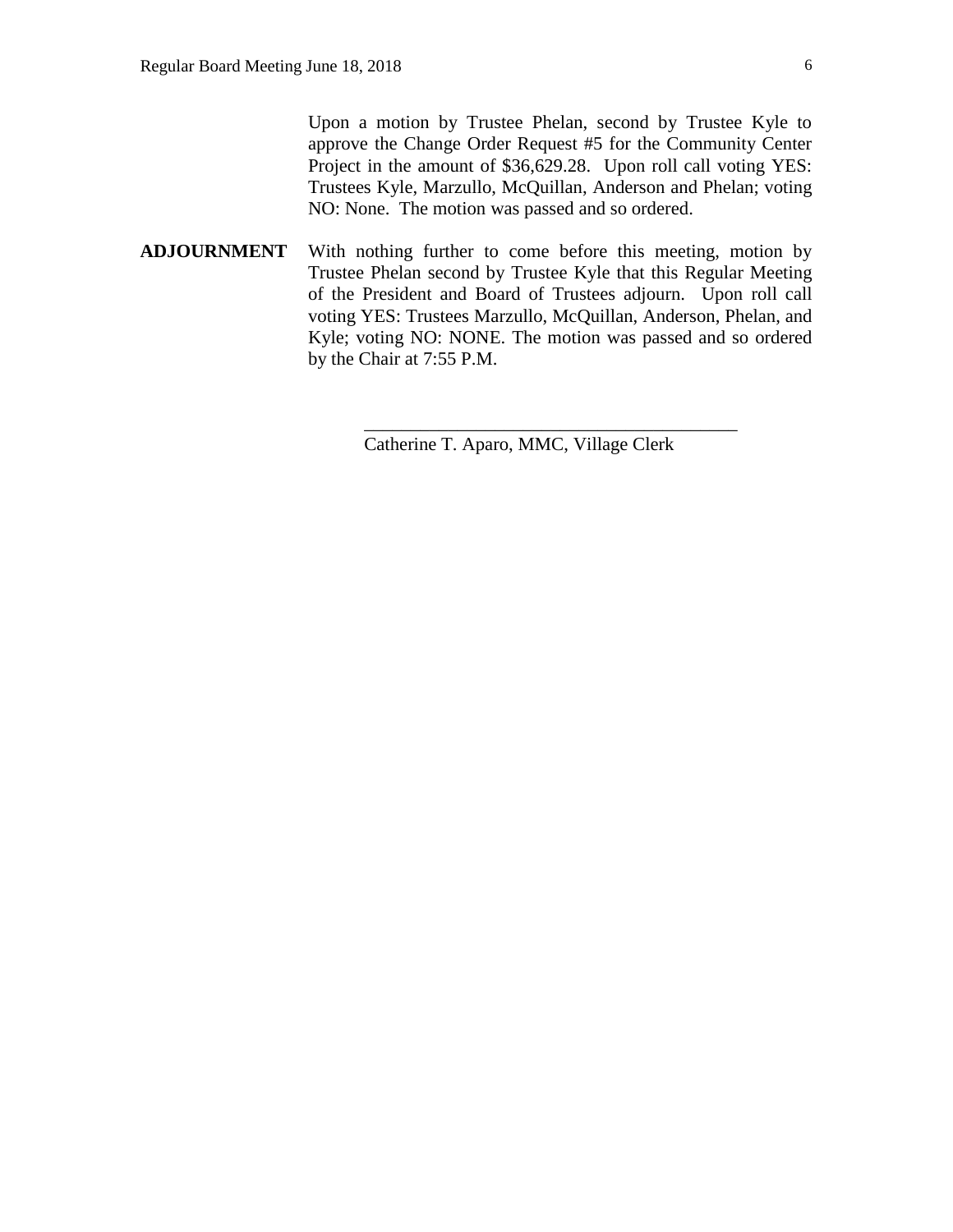Upon a motion by Trustee Phelan, second by Trustee Kyle to approve the Change Order Request #5 for the Community Center Project in the amount of $36,629.28. Upon roll call voting YES: Trustees Kyle, Marzullo, McQuillan, Anderson and Phelan; voting NO: None. The motion was passed and so ordered.

**ADJOURNMENT** With nothing further to come before this meeting, motion by Trustee Phelan second by Trustee Kyle that this Regular Meeting of the President and Board of Trustees adjourn. Upon roll call voting YES: Trustees Marzullo, McQuillan, Anderson, Phelan, and Kyle; voting NO: NONE. The motion was passed and so ordered by the Chair at 7:55 P.M.

\_\_\_\_\_\_\_\_\_\_\_\_\_\_\_\_\_\_\_\_\_\_\_\_\_\_\_\_\_\_\_\_\_\_\_\_\_\_\_\_

Catherine T. Aparo, MMC, Village Clerk